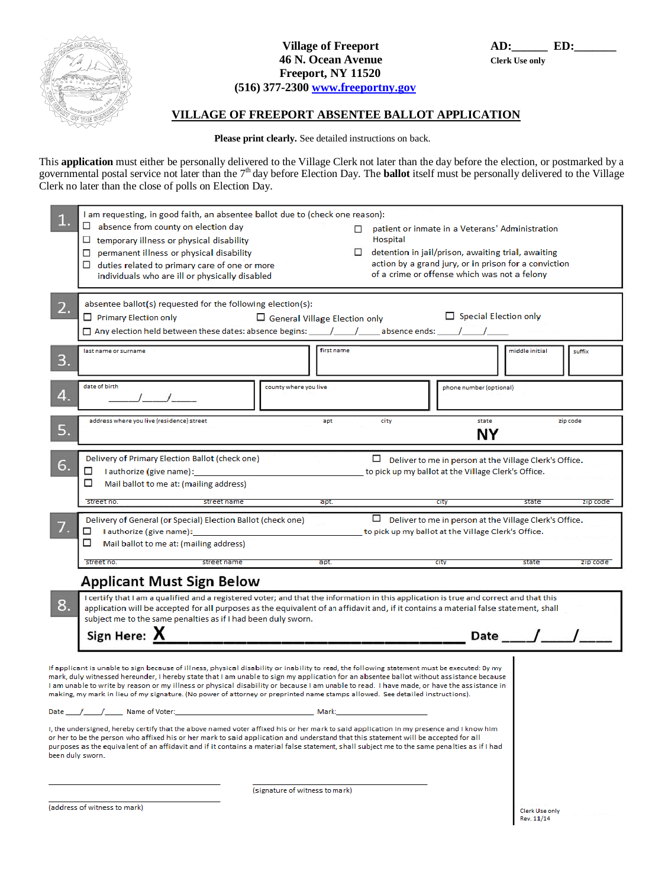Village of Freeport
46 N. Ocean Avenue
Freeport, NY 11520
(516) 377-2300 [www.freeportny.gov](http://www.freeportny.gov)

**AD:\_\_\_\_\_\_ ED:\_\_\_\_\_\_\_**
Clerk Use only

# VILLAGE OF FREEPORT ABSENTEE BALLOT APPLICATION

**Please print clearly.** See detailed instructions on back.

This **application** must either be personally delivered to the Village Clerk not later than the day before the election, or postmarked by a governmental postal service not later than the 7th day before Election Day. The **ballot** itself must be personally delivered to the Village Clerk no later than the close of polls on Election Day.

**1.** I am requesting, in good faith, an absentee ballot due to (check one reason):

- ☐ absence from county on election day
- ☐ temporary illness or physical disability
- ☐ permanent illness or physical disability
- ☐ duties related to primary care of one or more individuals who are ill or physically disabled
- ☐ patient or inmate in a Veterans' Administration Hospital
- ☐ detention in jail/prison, awaiting trial, awaiting action by a grand jury, or in prison for a conviction of a crime or offense which was not a felony

**2.** absentee ballot(s) requested for the following election(s):

- ☐ Primary Election only
- ☐ General Village Election only
- ☐ Special Election only
- ☐ Any election held between these dates: absence begins: \_\_\_\_/\_\_\_\_/\_\_\_\_ absence ends: \_\_\_\_/\_\_\_\_/\_\_\_\_

**3.**

| last name or surname | first name | middle initial | suffix |
|---|---|---|---|
| | | | |

**4.**

| date of birth | county where you live | phone number (optional) |
|---|---|---|
| \_\_\_\_/\_\_\_\_/\_\_\_\_ | | |

**5.**

| address where you live (residence) street | apt | city | state | zip code |
|---|---|---|---|---|
| | | | NY | |

**6.** Delivery of Primary Election Ballot (check one)

- ☐ Deliver to me in person at the Village Clerk's Office.
- ☐ I authorize (give name):\_\_\_\_\_\_\_\_\_\_\_\_\_\_\_\_\_\_\_\_\_\_\_\_\_\_\_\_\_\_\_\_ to pick up my ballot at the Village Clerk's Office.
- ☐ Mail ballot to me at: (mailing address)

| street no. | street name | apt. | city | state | zip code |
|---|---|---|---|---|---|
| | | | | | |

**7.** Delivery of General (or Special) Election Ballot (check one)

- ☐ Deliver to me in person at the Village Clerk's Office.
- ☐ I authorize (give name):\_\_\_\_\_\_\_\_\_\_\_\_\_\_\_\_\_\_\_\_\_\_\_\_\_\_\_\_\_\_\_\_ to pick up my ballot at the Village Clerk's Office.
- ☐ Mail ballot to me at: (mailing address)

| street no. | street name | apt. | city | state | zip code |
|---|---|---|---|---|---|
| | | | | | |

## Applicant Must Sign Below

**8.** I certify that I am a qualified and a registered voter; and that the information in this application is true and correct and that this application will be accepted for all purposes as the equivalent of an affidavit and, if it contains a material false statement, shall subject me to the same penalties as if I had been duly sworn.

**Sign Here: X** \_\_\_\_\_\_\_\_\_\_\_\_\_\_\_\_\_\_\_\_\_\_\_\_\_\_\_\_\_\_\_\_\_\_\_\_\_\_\_\_ **Date** \_\_\_\_/\_\_\_\_/\_\_\_\_

If applicant is unable to sign because of illness, physical disability or inability to read, the following statement must be executed: By my mark, duly witnessed hereunder, I hereby state that I am unable to sign my application for an absentee ballot without assistance because I am unable to write by reason or my illness or physical disability or because I am unable to read. I have made, or have the assistance in making, my mark in lieu of my signature. (No power of attorney or preprinted name stamps allowed. See detailed instructions).

Date \_\_\_\_/\_\_\_\_/\_\_\_\_ Name of Voter:\_\_\_\_\_\_\_\_\_\_\_\_\_\_\_\_\_\_\_\_\_\_\_\_\_\_\_\_\_\_ Mark:\_\_\_\_\_\_\_\_\_\_\_\_\_\_\_\_\_\_\_\_

I, the undersigned, hereby certify that the above named voter affixed his or her mark to said application in my presence and I know him or her to be the person who affixed his or her mark to said application and understand that this statement will be accepted for all purposes as the equivalent of an affidavit and if it contains a material false statement, shall subject me to the same penalties as if I had been duly sworn.

\_\_\_\_\_\_\_\_\_\_\_\_\_\_\_\_\_\_\_\_\_\_\_\_\_\_\_\_\_\_ \_\_\_\_\_\_\_\_\_\_\_\_\_\_\_\_\_\_\_\_\_\_\_\_\_\_\_\_\_\_
(signature of witness to mark)

\_\_\_\_\_\_\_\_\_\_\_\_\_\_\_\_\_\_\_\_\_\_\_\_\_\_\_\_\_\_
(address of witness to mark)

Clerk Use only
Rev. 11/14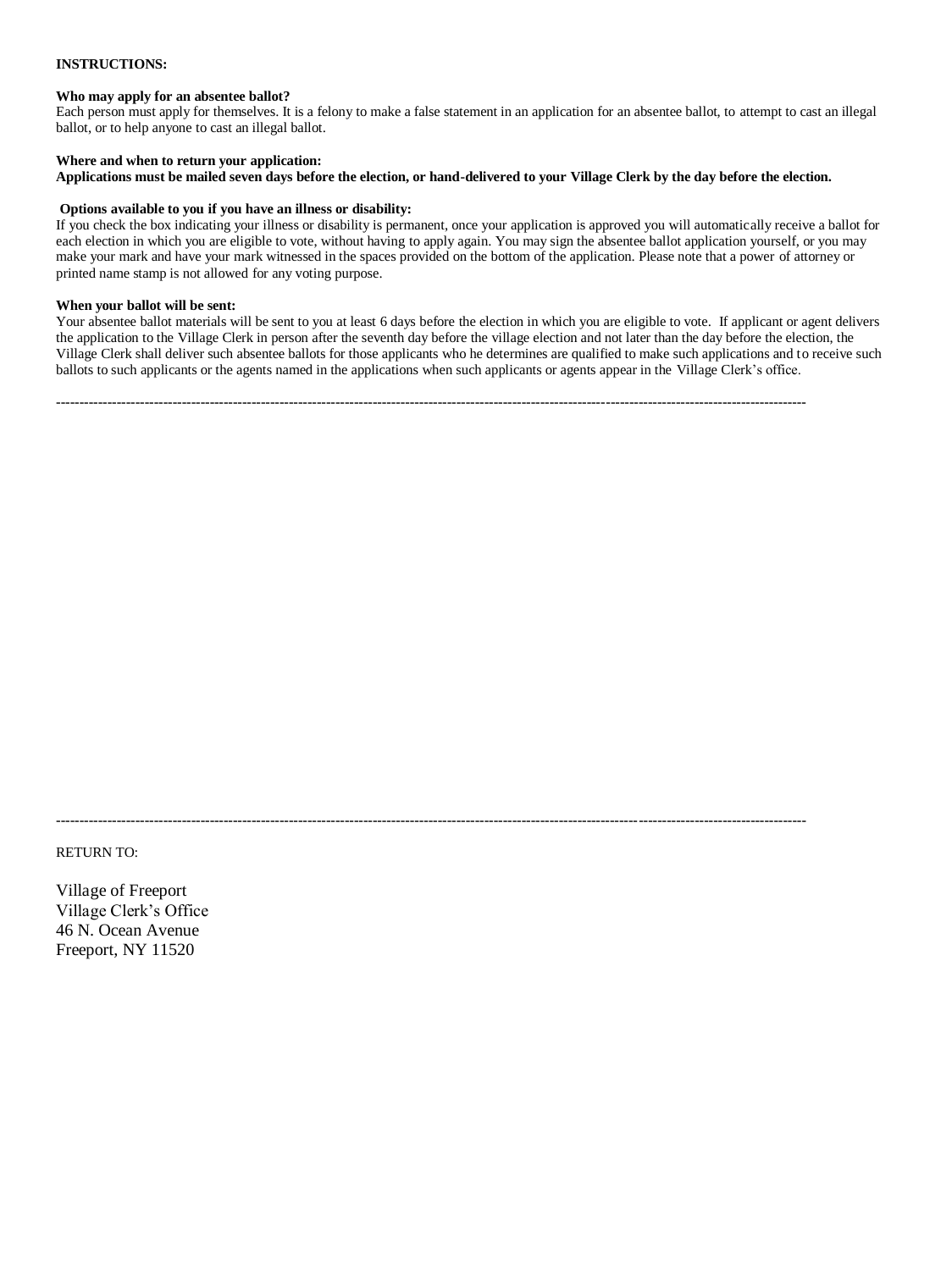**INSTRUCTIONS:**

**Who may apply for an absentee ballot?**

Each person must apply for themselves. It is a felony to make a false statement in an application for an absentee ballot, to attempt to cast an illegal ballot, or to help anyone to cast an illegal ballot.

**Where and when to return your application:**

**Applications must be mailed seven days before the election, or hand-delivered to your Village Clerk by the day before the election.**

**Options available to you if you have an illness or disability:**

If you check the box indicating your illness or disability is permanent, once your application is approved you will automatically receive a ballot for each election in which you are eligible to vote, without having to apply again. You may sign the absentee ballot application yourself, or you may make your mark and have your mark witnessed in the spaces provided on the bottom of the application. Please note that a power of attorney or printed name stamp is not allowed for any voting purpose.

**When your ballot will be sent:**

Your absentee ballot materials will be sent to you at least 6 days before the election in which you are eligible to vote. If applicant or agent delivers the application to the Village Clerk in person after the seventh day before the village election and not later than the day before the election, the Village Clerk shall deliver such absentee ballots for those applicants who he determines are qualified to make such applications and to receive such ballots to such applicants or the agents named in the applications when such applicants or agents appear in the Village Clerk's office.

---

---

RETURN TO:

Village of Freeport
Village Clerk's Office
46 N. Ocean Avenue
Freeport, NY 11520